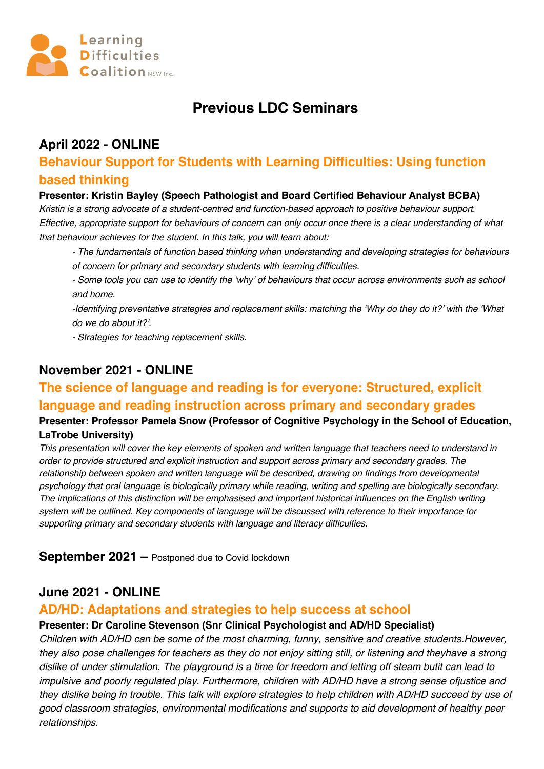Learning Difficulties Coalition NSW Inc.

# Previous LDC Seminars

## April 2022 - ONLINE

### Behaviour Support for Students with Learning Difficulties: Using function based thinking

**Presenter: Kristin Bayley (Speech Pathologist and Board Certified Behaviour Analyst BCBA)**

*Kristin is a strong advocate of a student-centred and function-based approach to positive behaviour support. Effective, appropriate support for behaviours of concern can only occur once there is a clear understanding of what that behaviour achieves for the student. In this talk, you will learn about:*

*- The fundamentals of function based thinking when understanding and developing strategies for behaviours of concern for primary and secondary students with learning difficulties.*

*- Some tools you can use to identify the 'why' of behaviours that occur across environments such as school and home.*

*-Identifying preventative strategies and replacement skills: matching the 'Why do they do it?' with the 'What do we do about it?'.*

*- Strategies for teaching replacement skills.*

## November 2021 - ONLINE

### The science of language and reading is for everyone: Structured, explicit language and reading instruction across primary and secondary grades

**Presenter: Professor Pamela Snow (Professor of Cognitive Psychology in the School of Education, LaTrobe University)**

*This presentation will cover the key elements of spoken and written language that teachers need to understand in order to provide structured and explicit instruction and support across primary and secondary grades. The relationship between spoken and written language will be described, drawing on findings from developmental psychology that oral language is biologically primary while reading, writing and spelling are biologically secondary. The implications of this distinction will be emphasised and important historical influences on the English writing system will be outlined. Key components of language will be discussed with reference to their importance for supporting primary and secondary students with language and literacy difficulties.*

## September 2021 – Postponed due to Covid lockdown

## June 2021 - ONLINE

### AD/HD: Adaptations and strategies to help success at school

**Presenter: Dr Caroline Stevenson (Snr Clinical Psychologist and AD/HD Specialist)**

*Children with AD/HD can be some of the most charming, funny, sensitive and creative students.However, they also pose challenges for teachers as they do not enjoy sitting still, or listening and theyhave a strong dislike of under stimulation. The playground is a time for freedom and letting off steam butit can lead to impulsive and poorly regulated play. Furthermore, children with AD/HD have a strong sense ofjustice and they dislike being in trouble. This talk will explore strategies to help children with AD/HD succeed by use of good classroom strategies, environmental modifications and supports to aid development of healthy peer relationships.*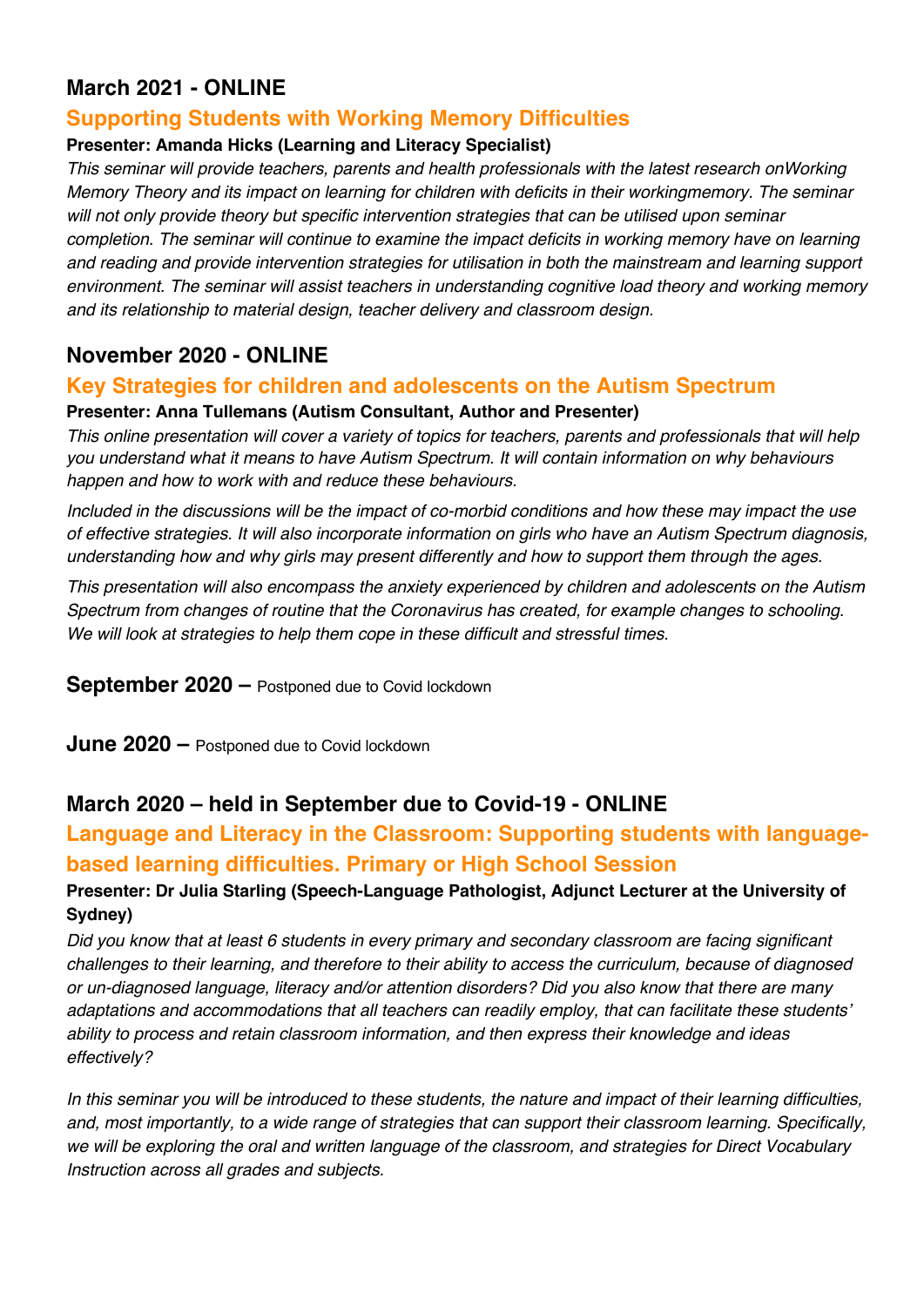## March 2021 - ONLINE

### Supporting Students with Working Memory Difficulties

**Presenter: Amanda Hicks (Learning and Literacy Specialist)**

*This seminar will provide teachers, parents and health professionals with the latest research onWorking Memory Theory and its impact on learning for children with deficits in their workingmemory. The seminar will not only provide theory but specific intervention strategies that can be utilised upon seminar completion. The seminar will continue to examine the impact deficits in working memory have on learning and reading and provide intervention strategies for utilisation in both the mainstream and learning support environment. The seminar will assist teachers in understanding cognitive load theory and working memory and its relationship to material design, teacher delivery and classroom design.*

## November 2020 - ONLINE

### Key Strategies for children and adolescents on the Autism Spectrum

**Presenter: Anna Tullemans (Autism Consultant, Author and Presenter)**

*This online presentation will cover a variety of topics for teachers, parents and professionals that will help you understand what it means to have Autism Spectrum. It will contain information on why behaviours happen and how to work with and reduce these behaviours.*

*Included in the discussions will be the impact of co-morbid conditions and how these may impact the use of effective strategies. It will also incorporate information on girls who have an Autism Spectrum diagnosis, understanding how and why girls may present differently and how to support them through the ages.*

*This presentation will also encompass the anxiety experienced by children and adolescents on the Autism Spectrum from changes of routine that the Coronavirus has created, for example changes to schooling. We will look at strategies to help them cope in these difficult and stressful times.*

**September 2020 –** Postponed due to Covid lockdown

**June 2020 –** Postponed due to Covid lockdown

## March 2020 – held in September due to Covid-19 - ONLINE

### Language and Literacy in the Classroom: Supporting students with language-based learning difficulties. Primary or High School Session

**Presenter: Dr Julia Starling (Speech-Language Pathologist, Adjunct Lecturer at the University of Sydney)**

*Did you know that at least 6 students in every primary and secondary classroom are facing significant challenges to their learning, and therefore to their ability to access the curriculum, because of diagnosed or un-diagnosed language, literacy and/or attention disorders? Did you also know that there are many adaptations and accommodations that all teachers can readily employ, that can facilitate these students' ability to process and retain classroom information, and then express their knowledge and ideas effectively?*

*In this seminar you will be introduced to these students, the nature and impact of their learning difficulties, and, most importantly, to a wide range of strategies that can support their classroom learning. Specifically, we will be exploring the oral and written language of the classroom, and strategies for Direct Vocabulary Instruction across all grades and subjects.*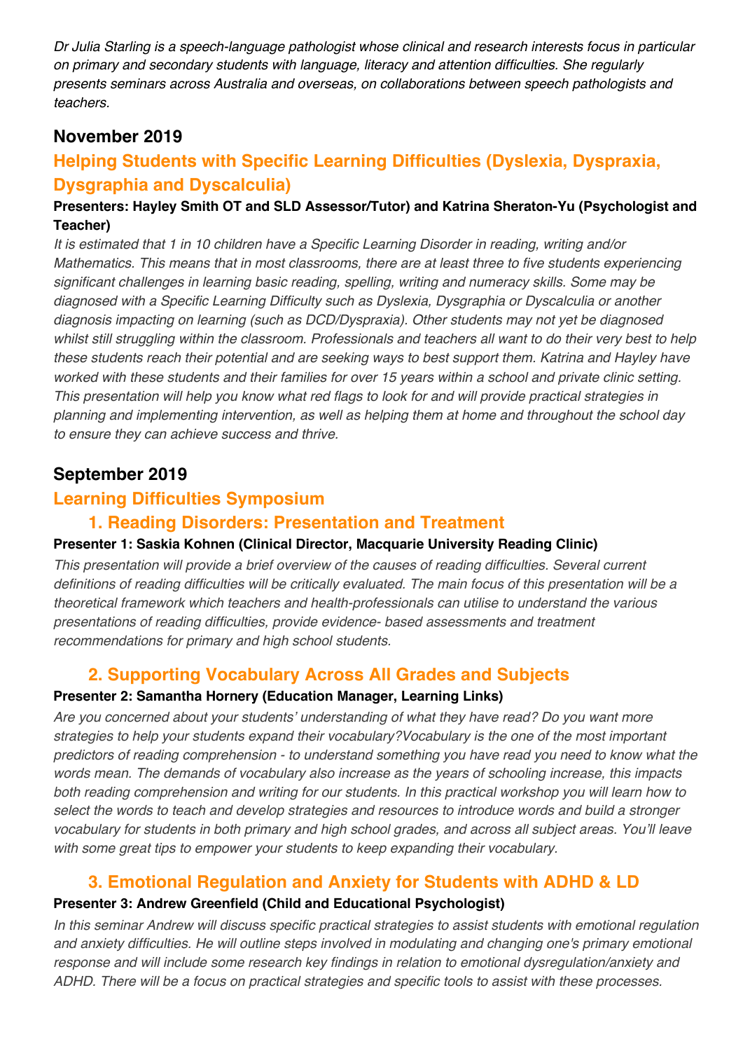*Dr Julia Starling is a speech-language pathologist whose clinical and research interests focus in particular on primary and secondary students with language, literacy and attention difficulties. She regularly presents seminars across Australia and overseas, on collaborations between speech pathologists and teachers.*

## November 2019

### Helping Students with Specific Learning Difficulties (Dyslexia, Dyspraxia, Dysgraphia and Dyscalculia)

**Presenters: Hayley Smith OT and SLD Assessor/Tutor) and Katrina Sheraton-Yu (Psychologist and Teacher)**

*It is estimated that 1 in 10 children have a Specific Learning Disorder in reading, writing and/or Mathematics. This means that in most classrooms, there are at least three to five students experiencing significant challenges in learning basic reading, spelling, writing and numeracy skills. Some may be diagnosed with a Specific Learning Difficulty such as Dyslexia, Dysgraphia or Dyscalculia or another diagnosis impacting on learning (such as DCD/Dyspraxia). Other students may not yet be diagnosed whilst still struggling within the classroom. Professionals and teachers all want to do their very best to help these students reach their potential and are seeking ways to best support them. Katrina and Hayley have worked with these students and their families for over 15 years within a school and private clinic setting. This presentation will help you know what red flags to look for and will provide practical strategies in planning and implementing intervention, as well as helping them at home and throughout the school day to ensure they can achieve success and thrive.*

## September 2019

### Learning Difficulties Symposium

### 1. Reading Disorders: Presentation and Treatment

**Presenter 1: Saskia Kohnen (Clinical Director, Macquarie University Reading Clinic)**

*This presentation will provide a brief overview of the causes of reading difficulties. Several current definitions of reading difficulties will be critically evaluated. The main focus of this presentation will be a theoretical framework which teachers and health-professionals can utilise to understand the various presentations of reading difficulties, provide evidence- based assessments and treatment recommendations for primary and high school students.*

### 2. Supporting Vocabulary Across All Grades and Subjects

**Presenter 2: Samantha Hornery (Education Manager, Learning Links)**

*Are you concerned about your students' understanding of what they have read? Do you want more strategies to help your students expand their vocabulary?Vocabulary is the one of the most important predictors of reading comprehension - to understand something you have read you need to know what the words mean. The demands of vocabulary also increase as the years of schooling increase, this impacts both reading comprehension and writing for our students. In this practical workshop you will learn how to select the words to teach and develop strategies and resources to introduce words and build a stronger vocabulary for students in both primary and high school grades, and across all subject areas. You'll leave with some great tips to empower your students to keep expanding their vocabulary.*

### 3. Emotional Regulation and Anxiety for Students with ADHD & LD

**Presenter 3: Andrew Greenfield (Child and Educational Psychologist)**

*In this seminar Andrew will discuss specific practical strategies to assist students with emotional regulation and anxiety difficulties. He will outline steps involved in modulating and changing one's primary emotional response and will include some research key findings in relation to emotional dysregulation/anxiety and ADHD. There will be a focus on practical strategies and specific tools to assist with these processes.*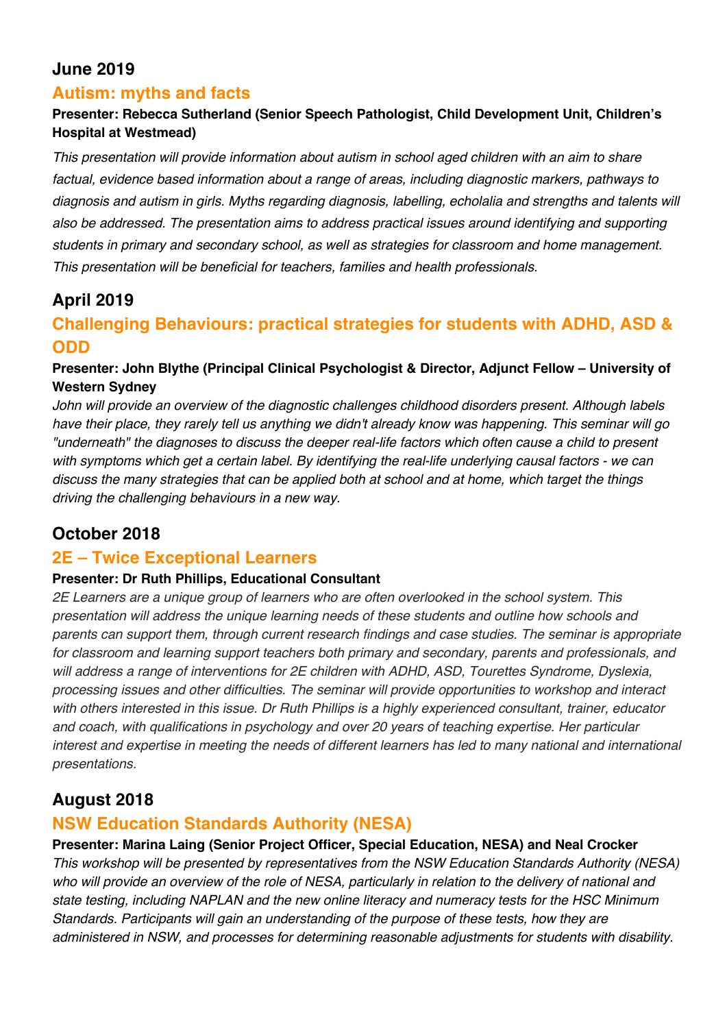## June 2019

### Autism: myths and facts

**Presenter: Rebecca Sutherland (Senior Speech Pathologist, Child Development Unit, Children's Hospital at Westmead)**

*This presentation will provide information about autism in school aged children with an aim to share factual, evidence based information about a range of areas, including diagnostic markers, pathways to diagnosis and autism in girls. Myths regarding diagnosis, labelling, echolalia and strengths and talents will also be addressed. The presentation aims to address practical issues around identifying and supporting students in primary and secondary school, as well as strategies for classroom and home management. This presentation will be beneficial for teachers, families and health professionals.*

## April 2019

### Challenging Behaviours: practical strategies for students with ADHD, ASD & ODD

**Presenter: John Blythe (Principal Clinical Psychologist & Director, Adjunct Fellow – University of Western Sydney**

*John will provide an overview of the diagnostic challenges childhood disorders present. Although labels have their place, they rarely tell us anything we didn't already know was happening. This seminar will go "underneath" the diagnoses to discuss the deeper real-life factors which often cause a child to present with symptoms which get a certain label. By identifying the real-life underlying causal factors - we can discuss the many strategies that can be applied both at school and at home, which target the things driving the challenging behaviours in a new way.*

## October 2018

### 2E – Twice Exceptional Learners

**Presenter: Dr Ruth Phillips, Educational Consultant**

*2E Learners are a unique group of learners who are often overlooked in the school system. This presentation will address the unique learning needs of these students and outline how schools and parents can support them, through current research findings and case studies. The seminar is appropriate for classroom and learning support teachers both primary and secondary, parents and professionals, and will address a range of interventions for 2E children with ADHD, ASD, Tourettes Syndrome, Dyslexia, processing issues and other difficulties. The seminar will provide opportunities to workshop and interact with others interested in this issue. Dr Ruth Phillips is a highly experienced consultant, trainer, educator and coach, with qualifications in psychology and over 20 years of teaching expertise. Her particular interest and expertise in meeting the needs of different learners has led to many national and international presentations.*

## August 2018

### NSW Education Standards Authority (NESA)

**Presenter: Marina Laing (Senior Project Officer, Special Education, NESA) and Neal Crocker**

*This workshop will be presented by representatives from the NSW Education Standards Authority (NESA) who will provide an overview of the role of NESA, particularly in relation to the delivery of national and state testing, including NAPLAN and the new online literacy and numeracy tests for the HSC Minimum Standards. Participants will gain an understanding of the purpose of these tests, how they are administered in NSW, and processes for determining reasonable adjustments for students with disability.*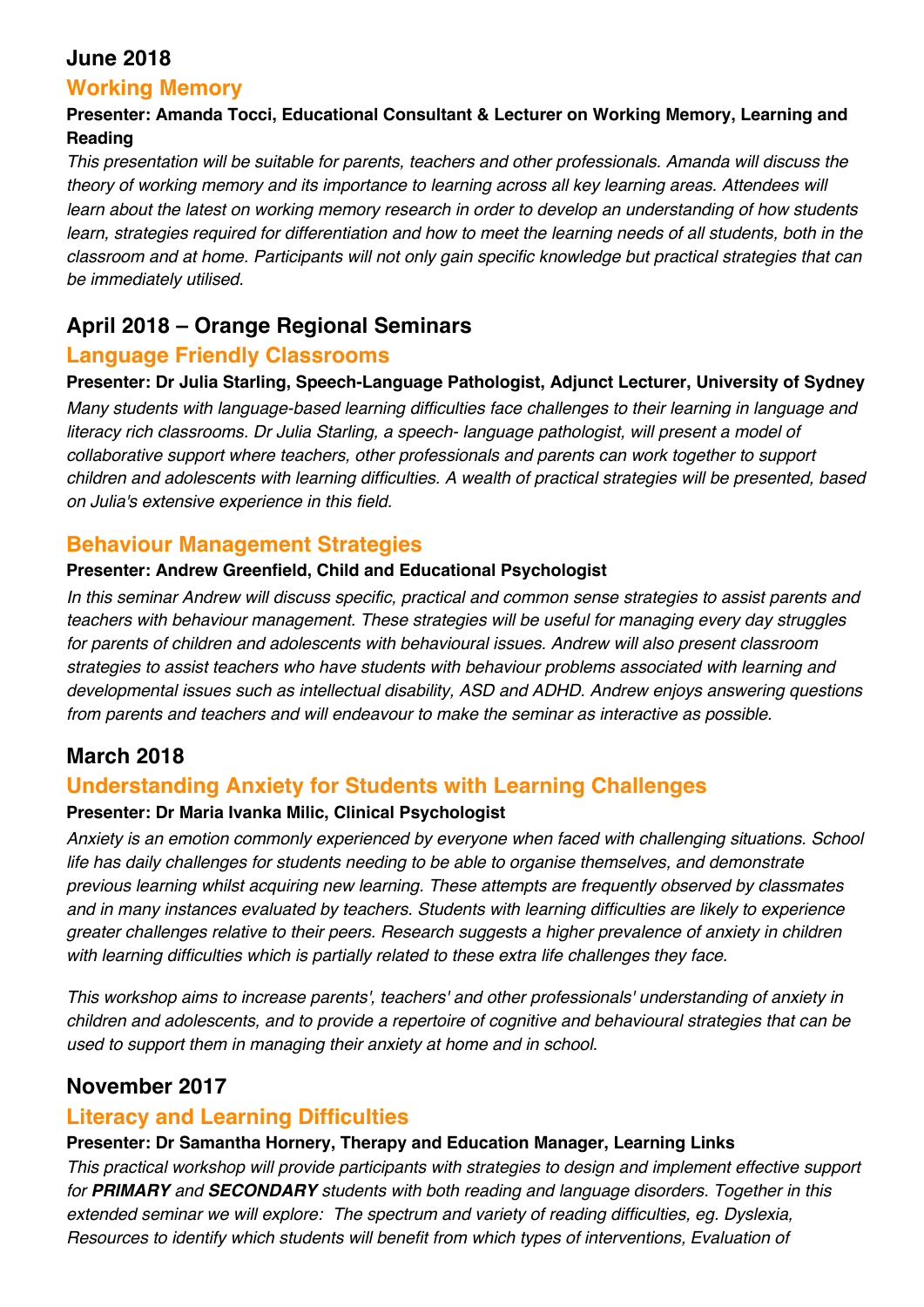## June 2018

### Working Memory

**Presenter: Amanda Tocci, Educational Consultant & Lecturer on Working Memory, Learning and Reading**

*This presentation will be suitable for parents, teachers and other professionals. Amanda will discuss the theory of working memory and its importance to learning across all key learning areas. Attendees will learn about the latest on working memory research in order to develop an understanding of how students learn, strategies required for differentiation and how to meet the learning needs of all students, both in the classroom and at home. Participants will not only gain specific knowledge but practical strategies that can be immediately utilised.*

## April 2018 – Orange Regional Seminars

### Language Friendly Classrooms

**Presenter: Dr Julia Starling, Speech-Language Pathologist, Adjunct Lecturer, University of Sydney**

*Many students with language-based learning difficulties face challenges to their learning in language and literacy rich classrooms. Dr Julia Starling, a speech- language pathologist, will present a model of collaborative support where teachers, other professionals and parents can work together to support children and adolescents with learning difficulties. A wealth of practical strategies will be presented, based on Julia's extensive experience in this field.*

### Behaviour Management Strategies

**Presenter: Andrew Greenfield, Child and Educational Psychologist**

*In this seminar Andrew will discuss specific, practical and common sense strategies to assist parents and teachers with behaviour management. These strategies will be useful for managing every day struggles for parents of children and adolescents with behavioural issues. Andrew will also present classroom strategies to assist teachers who have students with behaviour problems associated with learning and developmental issues such as intellectual disability, ASD and ADHD. Andrew enjoys answering questions from parents and teachers and will endeavour to make the seminar as interactive as possible.*

## March 2018

### Understanding Anxiety for Students with Learning Challenges

**Presenter: Dr Maria Ivanka Milic, Clinical Psychologist**

*Anxiety is an emotion commonly experienced by everyone when faced with challenging situations. School life has daily challenges for students needing to be able to organise themselves, and demonstrate previous learning whilst acquiring new learning. These attempts are frequently observed by classmates and in many instances evaluated by teachers. Students with learning difficulties are likely to experience greater challenges relative to their peers. Research suggests a higher prevalence of anxiety in children with learning difficulties which is partially related to these extra life challenges they face.*

*This workshop aims to increase parents', teachers' and other professionals' understanding of anxiety in children and adolescents, and to provide a repertoire of cognitive and behavioural strategies that can be used to support them in managing their anxiety at home and in school.*

## November 2017

### Literacy and Learning Difficulties

**Presenter: Dr Samantha Hornery, Therapy and Education Manager, Learning Links**

*This practical workshop will provide participants with strategies to design and implement effective support for **PRIMARY** and **SECONDARY** students with both reading and language disorders. Together in this extended seminar we will explore: The spectrum and variety of reading difficulties, eg. Dyslexia, Resources to identify which students will benefit from which types of interventions, Evaluation of*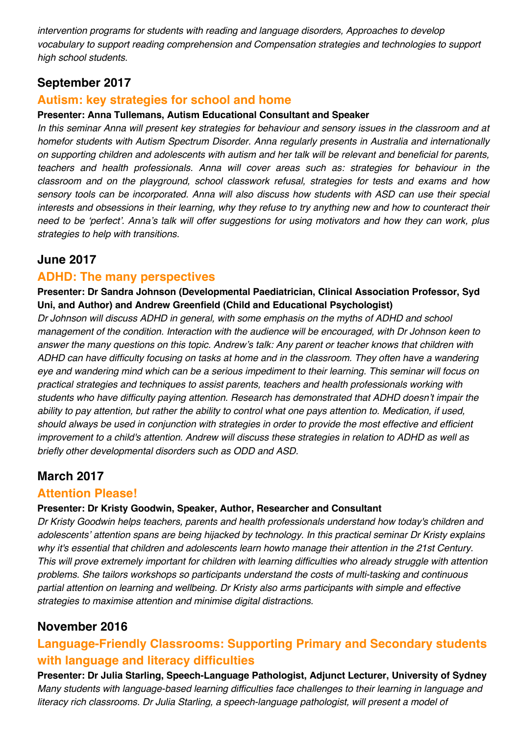*intervention programs for students with reading and language disorders, Approaches to develop vocabulary to support reading comprehension and Compensation strategies and technologies to support high school students.*

## September 2017

### Autism: key strategies for school and home

**Presenter: Anna Tullemans, Autism Educational Consultant and Speaker**

*In this seminar Anna will present key strategies for behaviour and sensory issues in the classroom and at homefor students with Autism Spectrum Disorder. Anna regularly presents in Australia and internationally on supporting children and adolescents with autism and her talk will be relevant and beneficial for parents, teachers and health professionals. Anna will cover areas such as: strategies for behaviour in the classroom and on the playground, school classwork refusal, strategies for tests and exams and how sensory tools can be incorporated. Anna will also discuss how students with ASD can use their special interests and obsessions in their learning, why they refuse to try anything new and how to counteract their need to be 'perfect'. Anna's talk will offer suggestions for using motivators and how they can work, plus strategies to help with transitions.*

## June 2017

### ADHD: The many perspectives

**Presenter: Dr Sandra Johnson (Developmental Paediatrician, Clinical Association Professor, Syd Uni, and Author) and Andrew Greenfield (Child and Educational Psychologist)**

*Dr Johnson will discuss ADHD in general, with some emphasis on the myths of ADHD and school management of the condition. Interaction with the audience will be encouraged, with Dr Johnson keen to answer the many questions on this topic. Andrew's talk: Any parent or teacher knows that children with ADHD can have difficulty focusing on tasks at home and in the classroom. They often have a wandering eye and wandering mind which can be a serious impediment to their learning. This seminar will focus on practical strategies and techniques to assist parents, teachers and health professionals working with students who have difficulty paying attention. Research has demonstrated that ADHD doesn't impair the ability to pay attention, but rather the ability to control what one pays attention to. Medication, if used, should always be used in conjunction with strategies in order to provide the most effective and efficient improvement to a child's attention. Andrew will discuss these strategies in relation to ADHD as well as briefly other developmental disorders such as ODD and ASD.*

## March 2017

### Attention Please!

**Presenter: Dr Kristy Goodwin, Speaker, Author, Researcher and Consultant**

*Dr Kristy Goodwin helps teachers, parents and health professionals understand how today's children and adolescents' attention spans are being hijacked by technology. In this practical seminar Dr Kristy explains why it's essential that children and adolescents learn howto manage their attention in the 21st Century. This will prove extremely important for children with learning difficulties who already struggle with attention problems. She tailors workshops so participants understand the costs of multi-tasking and continuous partial attention on learning and wellbeing. Dr Kristy also arms participants with simple and effective strategies to maximise attention and minimise digital distractions.*

## November 2016

### Language-Friendly Classrooms: Supporting Primary and Secondary students with language and literacy difficulties

**Presenter: Dr Julia Starling, Speech-Language Pathologist, Adjunct Lecturer, University of Sydney**

*Many students with language-based learning difficulties face challenges to their learning in language and literacy rich classrooms. Dr Julia Starling, a speech-language pathologist, will present a model of*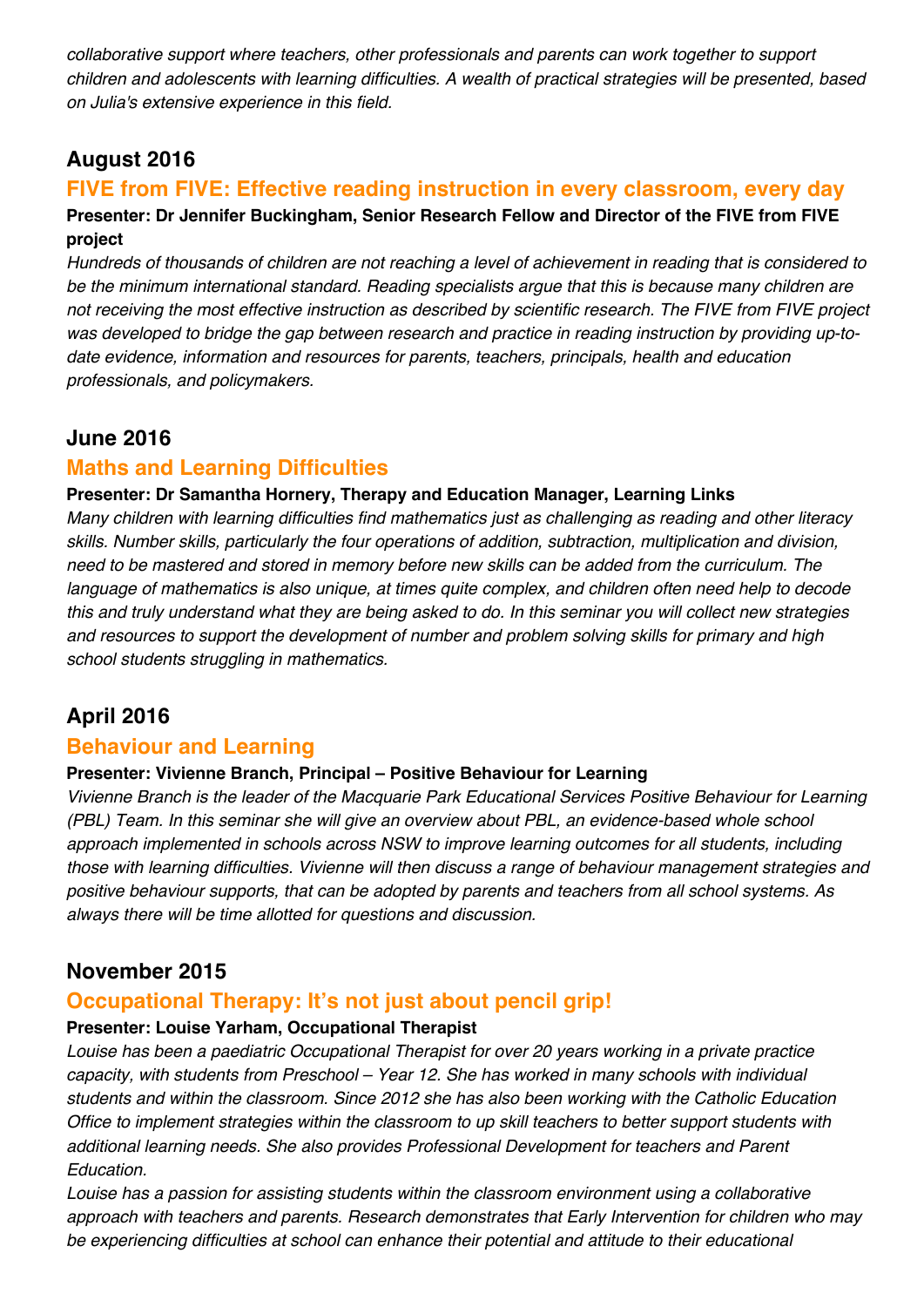*collaborative support where teachers, other professionals and parents can work together to support children and adolescents with learning difficulties. A wealth of practical strategies will be presented, based on Julia's extensive experience in this field.*

## August 2016

### FIVE from FIVE: Effective reading instruction in every classroom, every day

**Presenter: Dr Jennifer Buckingham, Senior Research Fellow and Director of the FIVE from FIVE project**

*Hundreds of thousands of children are not reaching a level of achievement in reading that is considered to be the minimum international standard. Reading specialists argue that this is because many children are not receiving the most effective instruction as described by scientific research. The FIVE from FIVE project was developed to bridge the gap between research and practice in reading instruction by providing up-to-date evidence, information and resources for parents, teachers, principals, health and education professionals, and policymakers.*

## June 2016

### Maths and Learning Difficulties

**Presenter: Dr Samantha Hornery, Therapy and Education Manager, Learning Links**

*Many children with learning difficulties find mathematics just as challenging as reading and other literacy skills. Number skills, particularly the four operations of addition, subtraction, multiplication and division, need to be mastered and stored in memory before new skills can be added from the curriculum. The language of mathematics is also unique, at times quite complex, and children often need help to decode this and truly understand what they are being asked to do. In this seminar you will collect new strategies and resources to support the development of number and problem solving skills for primary and high school students struggling in mathematics.*

## April 2016

### Behaviour and Learning

**Presenter: Vivienne Branch, Principal – Positive Behaviour for Learning**

*Vivienne Branch is the leader of the Macquarie Park Educational Services Positive Behaviour for Learning (PBL) Team. In this seminar she will give an overview about PBL, an evidence-based whole school approach implemented in schools across NSW to improve learning outcomes for all students, including those with learning difficulties. Vivienne will then discuss a range of behaviour management strategies and positive behaviour supports, that can be adopted by parents and teachers from all school systems. As always there will be time allotted for questions and discussion.*

## November 2015

### Occupational Therapy: It's not just about pencil grip!

**Presenter: Louise Yarham, Occupational Therapist**

*Louise has been a paediatric Occupational Therapist for over 20 years working in a private practice capacity, with students from Preschool – Year 12. She has worked in many schools with individual students and within the classroom. Since 2012 she has also been working with the Catholic Education Office to implement strategies within the classroom to up skill teachers to better support students with additional learning needs. She also provides Professional Development for teachers and Parent Education.*

*Louise has a passion for assisting students within the classroom environment using a collaborative approach with teachers and parents. Research demonstrates that Early Intervention for children who may be experiencing difficulties at school can enhance their potential and attitude to their educational*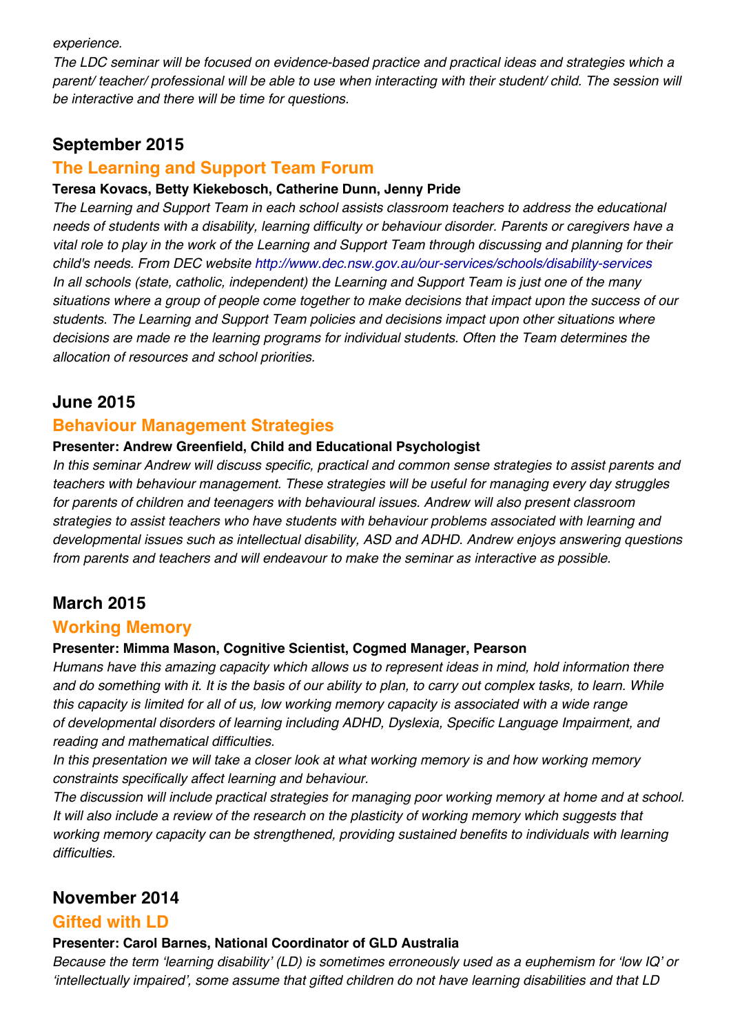*experience.*

*The LDC seminar will be focused on evidence-based practice and practical ideas and strategies which a parent/ teacher/ professional will be able to use when interacting with their student/ child. The session will be interactive and there will be time for questions.*

## September 2015

### The Learning and Support Team Forum

**Teresa Kovacs, Betty Kiekebosch, Catherine Dunn, Jenny Pride**

*The Learning and Support Team in each school assists classroom teachers to address the educational needs of students with a disability, learning difficulty or behaviour disorder. Parents or caregivers have a vital role to play in the work of the Learning and Support Team through discussing and planning for their child's needs. From DEC website http://www.dec.nsw.gov.au/our-services/schools/disability-services*

*In all schools (state, catholic, independent) the Learning and Support Team is just one of the many situations where a group of people come together to make decisions that impact upon the success of our students. The Learning and Support Team policies and decisions impact upon other situations where decisions are made re the learning programs for individual students. Often the Team determines the allocation of resources and school priorities.*

## June 2015

### Behaviour Management Strategies

**Presenter: Andrew Greenfield, Child and Educational Psychologist**

*In this seminar Andrew will discuss specific, practical and common sense strategies to assist parents and teachers with behaviour management. These strategies will be useful for managing every day struggles for parents of children and teenagers with behavioural issues. Andrew will also present classroom strategies to assist teachers who have students with behaviour problems associated with learning and developmental issues such as intellectual disability, ASD and ADHD. Andrew enjoys answering questions from parents and teachers and will endeavour to make the seminar as interactive as possible.*

## March 2015

### Working Memory

**Presenter: Mimma Mason, Cognitive Scientist, Cogmed Manager, Pearson**

*Humans have this amazing capacity which allows us to represent ideas in mind, hold information there and do something with it. It is the basis of our ability to plan, to carry out complex tasks, to learn. While this capacity is limited for all of us, low working memory capacity is associated with a wide range of developmental disorders of learning including ADHD, Dyslexia, Specific Language Impairment, and reading and mathematical difficulties.*

*In this presentation we will take a closer look at what working memory is and how working memory constraints specifically affect learning and behaviour.*

*The discussion will include practical strategies for managing poor working memory at home and at school. It will also include a review of the research on the plasticity of working memory which suggests that working memory capacity can be strengthened, providing sustained benefits to individuals with learning difficulties.*

## November 2014

### Gifted with LD

**Presenter: Carol Barnes, National Coordinator of GLD Australia**

*Because the term 'learning disability' (LD) is sometimes erroneously used as a euphemism for 'low IQ' or 'intellectually impaired', some assume that gifted children do not have learning disabilities and that LD*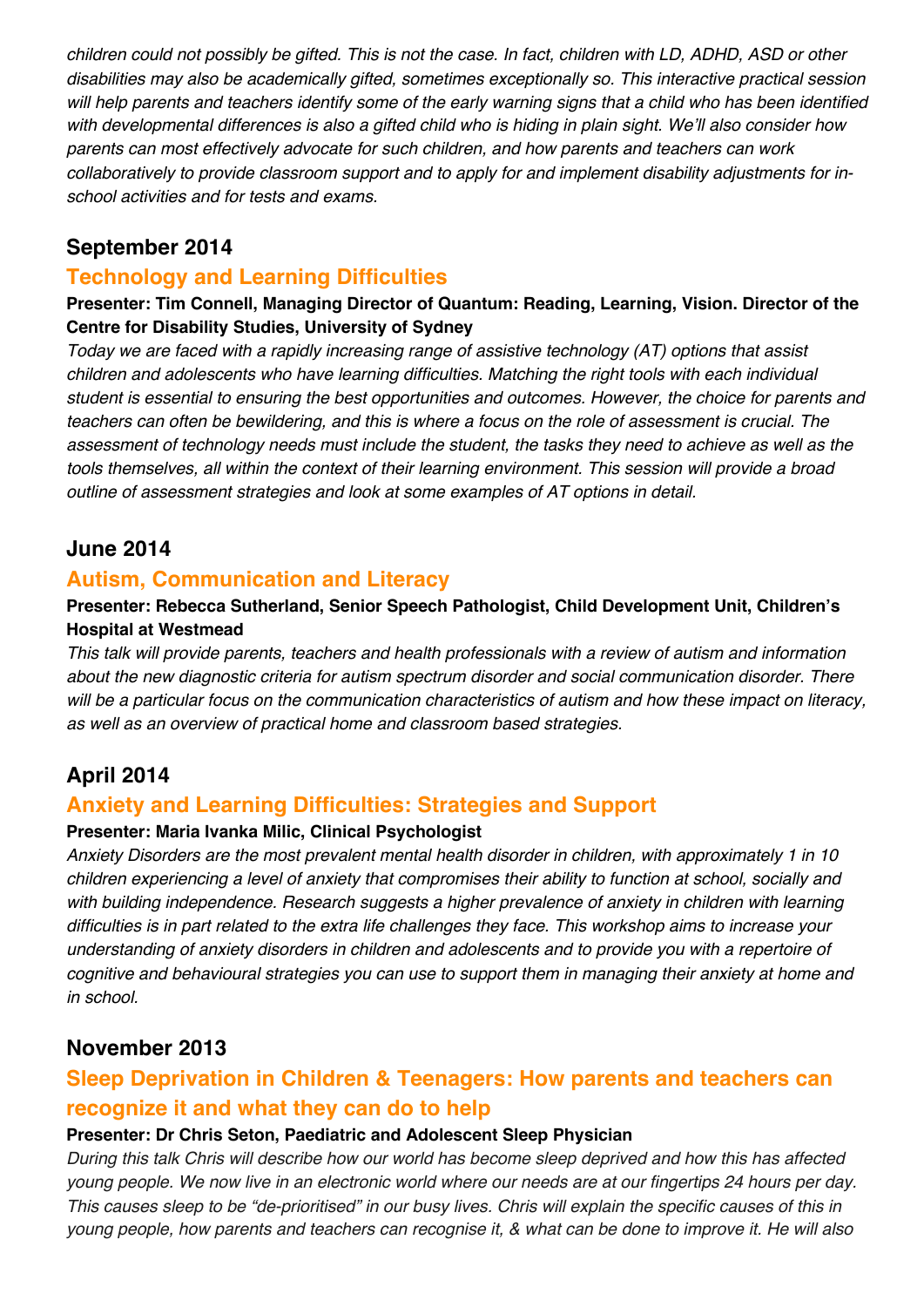*children could not possibly be gifted. This is not the case. In fact, children with LD, ADHD, ASD or other disabilities may also be academically gifted, sometimes exceptionally so. This interactive practical session will help parents and teachers identify some of the early warning signs that a child who has been identified with developmental differences is also a gifted child who is hiding in plain sight. We'll also consider how parents can most effectively advocate for such children, and how parents and teachers can work collaboratively to provide classroom support and to apply for and implement disability adjustments for in-school activities and for tests and exams.*

## September 2014

### Technology and Learning Difficulties

**Presenter: Tim Connell, Managing Director of Quantum: Reading, Learning, Vision. Director of the Centre for Disability Studies, University of Sydney**

*Today we are faced with a rapidly increasing range of assistive technology (AT) options that assist children and adolescents who have learning difficulties. Matching the right tools with each individual student is essential to ensuring the best opportunities and outcomes. However, the choice for parents and teachers can often be bewildering, and this is where a focus on the role of assessment is crucial. The assessment of technology needs must include the student, the tasks they need to achieve as well as the tools themselves, all within the context of their learning environment. This session will provide a broad outline of assessment strategies and look at some examples of AT options in detail.*

## June 2014

### Autism, Communication and Literacy

**Presenter: Rebecca Sutherland, Senior Speech Pathologist, Child Development Unit, Children's Hospital at Westmead**

*This talk will provide parents, teachers and health professionals with a review of autism and information about the new diagnostic criteria for autism spectrum disorder and social communication disorder. There will be a particular focus on the communication characteristics of autism and how these impact on literacy, as well as an overview of practical home and classroom based strategies.*

## April 2014

### Anxiety and Learning Difficulties: Strategies and Support

**Presenter: Maria Ivanka Milic, Clinical Psychologist**

*Anxiety Disorders are the most prevalent mental health disorder in children, with approximately 1 in 10 children experiencing a level of anxiety that compromises their ability to function at school, socially and with building independence. Research suggests a higher prevalence of anxiety in children with learning difficulties is in part related to the extra life challenges they face. This workshop aims to increase your understanding of anxiety disorders in children and adolescents and to provide you with a repertoire of cognitive and behavioural strategies you can use to support them in managing their anxiety at home and in school.*

## November 2013

### Sleep Deprivation in Children & Teenagers: How parents and teachers can recognize it and what they can do to help

**Presenter: Dr Chris Seton, Paediatric and Adolescent Sleep Physician**

*During this talk Chris will describe how our world has become sleep deprived and how this has affected young people. We now live in an electronic world where our needs are at our fingertips 24 hours per day. This causes sleep to be "de-prioritised" in our busy lives. Chris will explain the specific causes of this in young people, how parents and teachers can recognise it, & what can be done to improve it. He will also*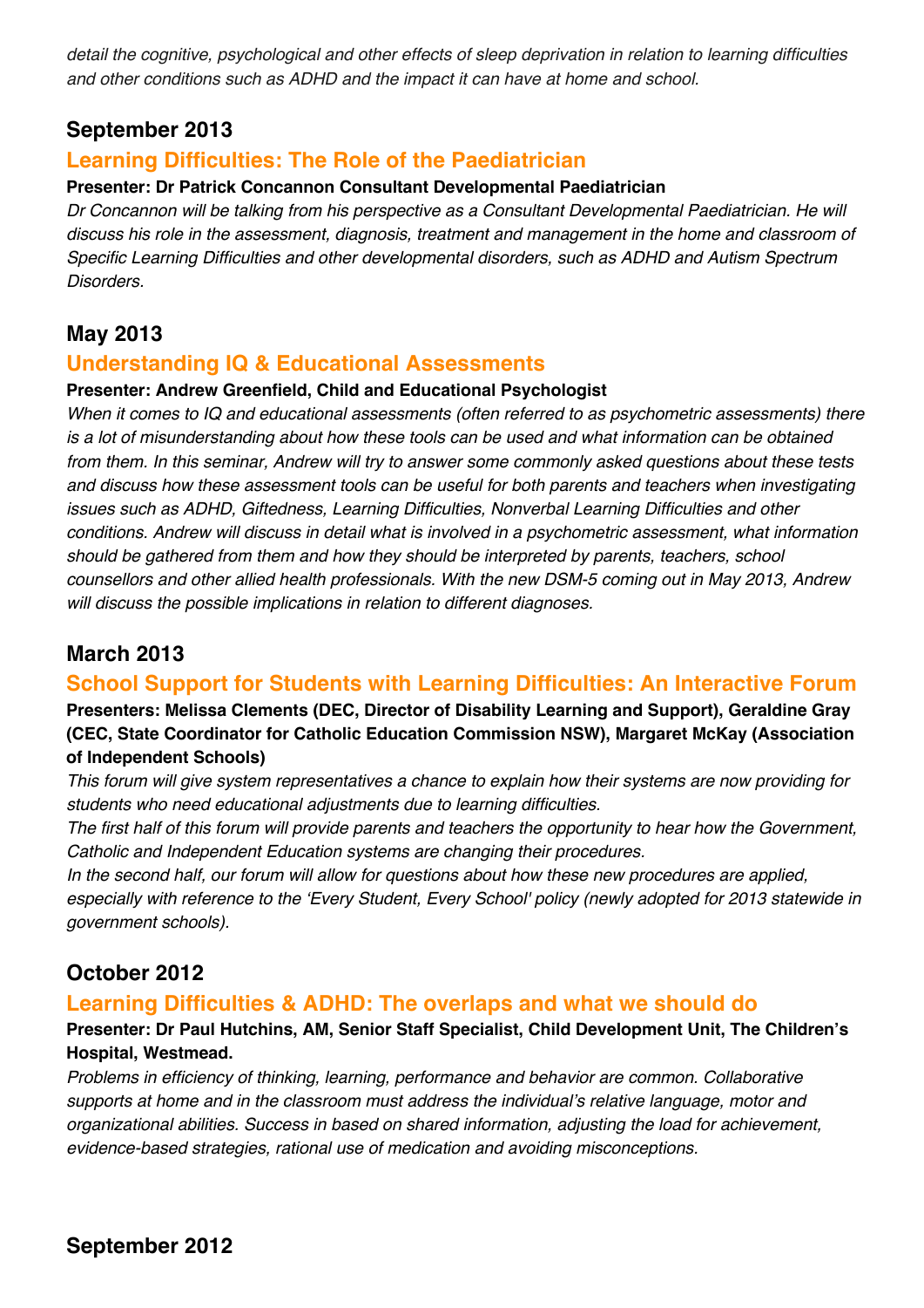*detail the cognitive, psychological and other effects of sleep deprivation in relation to learning difficulties and other conditions such as ADHD and the impact it can have at home and school.*

## September 2013

### Learning Difficulties: The Role of the Paediatrician

**Presenter: Dr Patrick Concannon Consultant Developmental Paediatrician**

*Dr Concannon will be talking from his perspective as a Consultant Developmental Paediatrician. He will discuss his role in the assessment, diagnosis, treatment and management in the home and classroom of Specific Learning Difficulties and other developmental disorders, such as ADHD and Autism Spectrum Disorders.*

## May 2013

### Understanding IQ & Educational Assessments

**Presenter: Andrew Greenfield, Child and Educational Psychologist**

*When it comes to IQ and educational assessments (often referred to as psychometric assessments) there is a lot of misunderstanding about how these tools can be used and what information can be obtained from them. In this seminar, Andrew will try to answer some commonly asked questions about these tests and discuss how these assessment tools can be useful for both parents and teachers when investigating issues such as ADHD, Giftedness, Learning Difficulties, Nonverbal Learning Difficulties and other conditions. Andrew will discuss in detail what is involved in a psychometric assessment, what information should be gathered from them and how they should be interpreted by parents, teachers, school counsellors and other allied health professionals. With the new DSM-5 coming out in May 2013, Andrew will discuss the possible implications in relation to different diagnoses.*

## March 2013

### School Support for Students with Learning Difficulties: An Interactive Forum

**Presenters: Melissa Clements (DEC, Director of Disability Learning and Support), Geraldine Gray (CEC, State Coordinator for Catholic Education Commission NSW), Margaret McKay (Association of Independent Schools)**

*This forum will give system representatives a chance to explain how their systems are now providing for students who need educational adjustments due to learning difficulties.*

*The first half of this forum will provide parents and teachers the opportunity to hear how the Government, Catholic and Independent Education systems are changing their procedures.*

*In the second half, our forum will allow for questions about how these new procedures are applied, especially with reference to the 'Every Student, Every School' policy (newly adopted for 2013 statewide in government schools).*

## October 2012

### Learning Difficulties & ADHD: The overlaps and what we should do

**Presenter: Dr Paul Hutchins, AM, Senior Staff Specialist, Child Development Unit, The Children's Hospital, Westmead.**

*Problems in efficiency of thinking, learning, performance and behavior are common. Collaborative supports at home and in the classroom must address the individual's relative language, motor and organizational abilities. Success in based on shared information, adjusting the load for achievement, evidence-based strategies, rational use of medication and avoiding misconceptions.*

## September 2012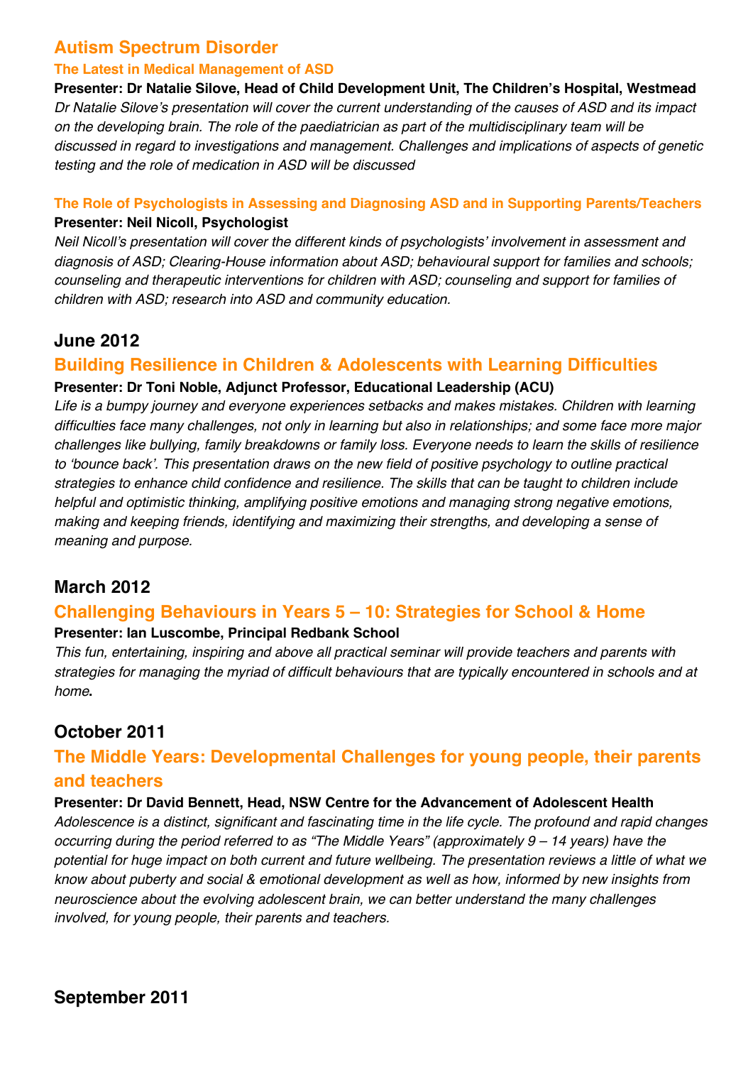## Autism Spectrum Disorder

### The Latest in Medical Management of ASD

**Presenter: Dr Natalie Silove, Head of Child Development Unit, The Children's Hospital, Westmead**

*Dr Natalie Silove's presentation will cover the current understanding of the causes of ASD and its impact on the developing brain. The role of the paediatrician as part of the multidisciplinary team will be discussed in regard to investigations and management. Challenges and implications of aspects of genetic testing and the role of medication in ASD will be discussed*

### The Role of Psychologists in Assessing and Diagnosing ASD and in Supporting Parents/Teachers

**Presenter: Neil Nicoll, Psychologist**

*Neil Nicoll's presentation will cover the different kinds of psychologists' involvement in assessment and diagnosis of ASD; Clearing-House information about ASD; behavioural support for families and schools; counseling and therapeutic interventions for children with ASD; counseling and support for families of children with ASD; research into ASD and community education.*

## June 2012

## Building Resilience in Children & Adolescents with Learning Difficulties

**Presenter: Dr Toni Noble, Adjunct Professor, Educational Leadership (ACU)**

*Life is a bumpy journey and everyone experiences setbacks and makes mistakes. Children with learning difficulties face many challenges, not only in learning but also in relationships; and some face more major challenges like bullying, family breakdowns or family loss. Everyone needs to learn the skills of resilience to 'bounce back'. This presentation draws on the new field of positive psychology to outline practical strategies to enhance child confidence and resilience. The skills that can be taught to children include helpful and optimistic thinking, amplifying positive emotions and managing strong negative emotions, making and keeping friends, identifying and maximizing their strengths, and developing a sense of meaning and purpose.*

## March 2012

## Challenging Behaviours in Years 5 – 10: Strategies for School & Home

**Presenter: Ian Luscombe, Principal Redbank School**

*This fun, entertaining, inspiring and above all practical seminar will provide teachers and parents with strategies for managing the myriad of difficult behaviours that are typically encountered in schools and at home***.**

## October 2011

## The Middle Years: Developmental Challenges for young people, their parents and teachers

**Presenter: Dr David Bennett, Head, NSW Centre for the Advancement of Adolescent Health**

*Adolescence is a distinct, significant and fascinating time in the life cycle. The profound and rapid changes occurring during the period referred to as "The Middle Years" (approximately 9 – 14 years) have the potential for huge impact on both current and future wellbeing. The presentation reviews a little of what we know about puberty and social & emotional development as well as how, informed by new insights from neuroscience about the evolving adolescent brain, we can better understand the many challenges involved, for young people, their parents and teachers.*

## September 2011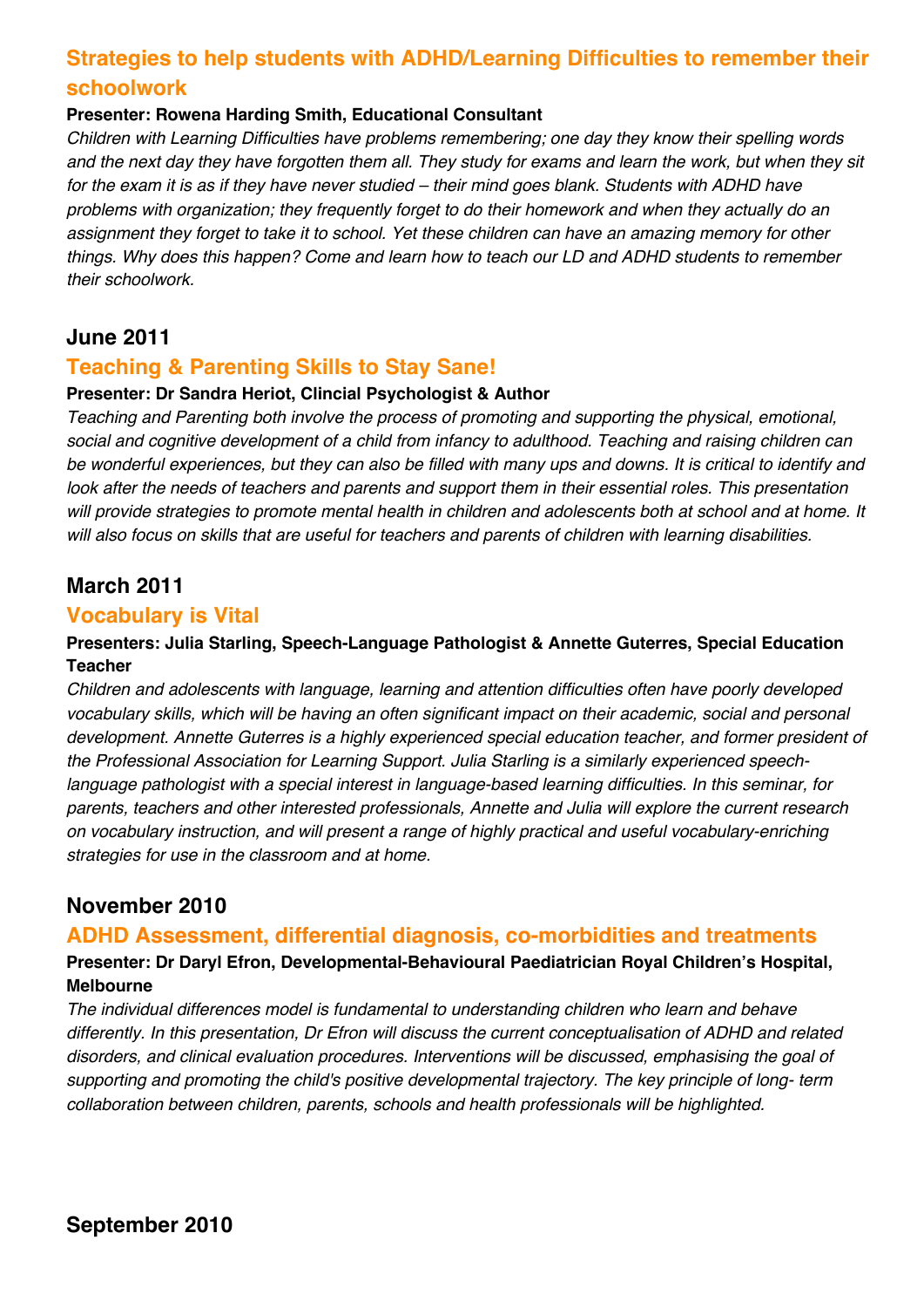### Strategies to help students with ADHD/Learning Difficulties to remember their schoolwork

**Presenter: Rowena Harding Smith, Educational Consultant**

*Children with Learning Difficulties have problems remembering; one day they know their spelling words and the next day they have forgotten them all. They study for exams and learn the work, but when they sit for the exam it is as if they have never studied – their mind goes blank. Students with ADHD have problems with organization; they frequently forget to do their homework and when they actually do an assignment they forget to take it to school. Yet these children can have an amazing memory for other things. Why does this happen? Come and learn how to teach our LD and ADHD students to remember their schoolwork.*

## June 2011

### Teaching & Parenting Skills to Stay Sane!

**Presenter: Dr Sandra Heriot, Clincial Psychologist & Author**

*Teaching and Parenting both involve the process of promoting and supporting the physical, emotional, social and cognitive development of a child from infancy to adulthood. Teaching and raising children can be wonderful experiences, but they can also be filled with many ups and downs. It is critical to identify and look after the needs of teachers and parents and support them in their essential roles. This presentation will provide strategies to promote mental health in children and adolescents both at school and at home. It will also focus on skills that are useful for teachers and parents of children with learning disabilities.*

## March 2011

### Vocabulary is Vital

**Presenters: Julia Starling, Speech-Language Pathologist & Annette Guterres, Special Education Teacher**

*Children and adolescents with language, learning and attention difficulties often have poorly developed vocabulary skills, which will be having an often significant impact on their academic, social and personal development. Annette Guterres is a highly experienced special education teacher, and former president of the Professional Association for Learning Support. Julia Starling is a similarly experienced speech-language pathologist with a special interest in language-based learning difficulties. In this seminar, for parents, teachers and other interested professionals, Annette and Julia will explore the current research on vocabulary instruction, and will present a range of highly practical and useful vocabulary-enriching strategies for use in the classroom and at home.*

## November 2010

### ADHD Assessment, differential diagnosis, co-morbidities and treatments

**Presenter: Dr Daryl Efron, Developmental-Behavioural Paediatrician Royal Children's Hospital, Melbourne**

*The individual differences model is fundamental to understanding children who learn and behave differently. In this presentation, Dr Efron will discuss the current conceptualisation of ADHD and related disorders, and clinical evaluation procedures. Interventions will be discussed, emphasising the goal of supporting and promoting the child's positive developmental trajectory. The key principle of long- term collaboration between children, parents, schools and health professionals will be highlighted.*

## September 2010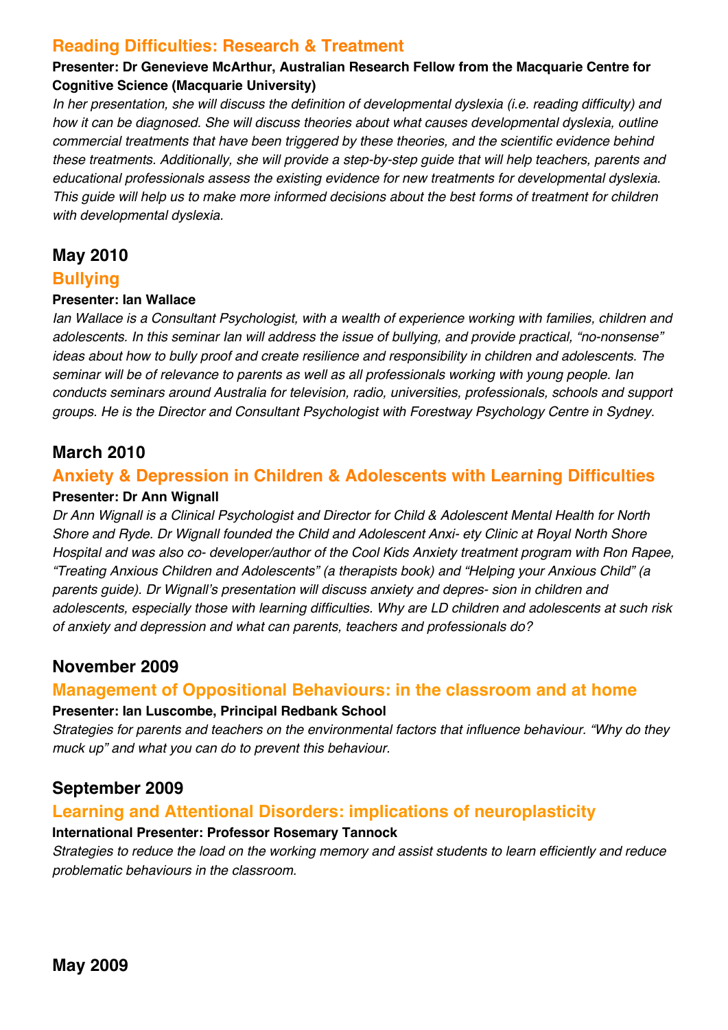### Reading Difficulties: Research & Treatment

**Presenter: Dr Genevieve McArthur, Australian Research Fellow from the Macquarie Centre for Cognitive Science (Macquarie University)**

*In her presentation, she will discuss the definition of developmental dyslexia (i.e. reading difficulty) and how it can be diagnosed. She will discuss theories about what causes developmental dyslexia, outline commercial treatments that have been triggered by these theories, and the scientific evidence behind these treatments. Additionally, she will provide a step-by-step guide that will help teachers, parents and educational professionals assess the existing evidence for new treatments for developmental dyslexia. This guide will help us to make more informed decisions about the best forms of treatment for children with developmental dyslexia.*

## May 2010

### Bullying

**Presenter: Ian Wallace**

*Ian Wallace is a Consultant Psychologist, with a wealth of experience working with families, children and adolescents. In this seminar Ian will address the issue of bullying, and provide practical, "no-nonsense" ideas about how to bully proof and create resilience and responsibility in children and adolescents. The seminar will be of relevance to parents as well as all professionals working with young people. Ian conducts seminars around Australia for television, radio, universities, professionals, schools and support groups. He is the Director and Consultant Psychologist with Forestway Psychology Centre in Sydney.*

## March 2010

### Anxiety & Depression in Children & Adolescents with Learning Difficulties

**Presenter: Dr Ann Wignall**

*Dr Ann Wignall is a Clinical Psychologist and Director for Child & Adolescent Mental Health for North Shore and Ryde. Dr Wignall founded the Child and Adolescent Anxi- ety Clinic at Royal North Shore Hospital and was also co- developer/author of the Cool Kids Anxiety treatment program with Ron Rapee, "Treating Anxious Children and Adolescents" (a therapists book) and "Helping your Anxious Child" (a parents guide). Dr Wignall's presentation will discuss anxiety and depres- sion in children and adolescents, especially those with learning difficulties. Why are LD children and adolescents at such risk of anxiety and depression and what can parents, teachers and professionals do?*

## November 2009

### Management of Oppositional Behaviours: in the classroom and at home

**Presenter: Ian Luscombe, Principal Redbank School**

*Strategies for parents and teachers on the environmental factors that influence behaviour. "Why do they muck up" and what you can do to prevent this behaviour.*

## September 2009

### Learning and Attentional Disorders: implications of neuroplasticity

**International Presenter: Professor Rosemary Tannock**

*Strategies to reduce the load on the working memory and assist students to learn efficiently and reduce problematic behaviours in the classroom.*

## May 2009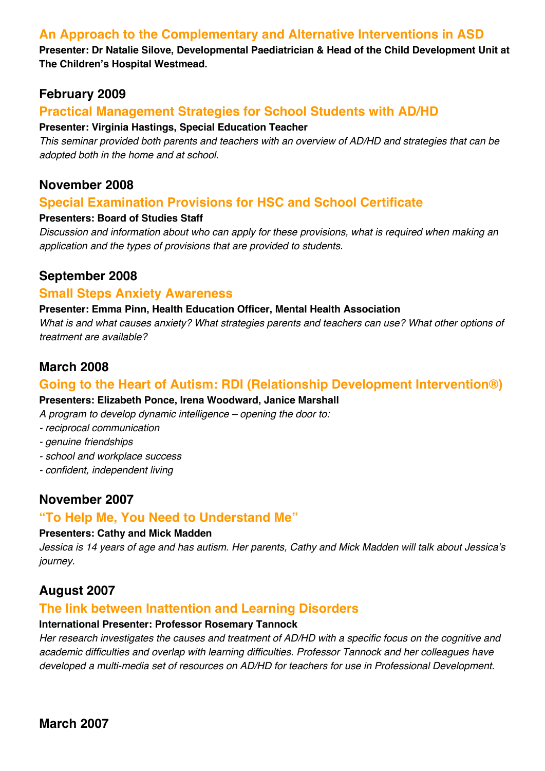### An Approach to the Complementary and Alternative Interventions in ASD

**Presenter: Dr Natalie Silove, Developmental Paediatrician & Head of the Child Development Unit at The Children's Hospital Westmead.**

## February 2009

### Practical Management Strategies for School Students with AD/HD

**Presenter: Virginia Hastings, Special Education Teacher**

*This seminar provided both parents and teachers with an overview of AD/HD and strategies that can be adopted both in the home and at school.*

## November 2008

### Special Examination Provisions for HSC and School Certificate

**Presenters: Board of Studies Staff**

*Discussion and information about who can apply for these provisions, what is required when making an application and the types of provisions that are provided to students.*

## September 2008

### Small Steps Anxiety Awareness

**Presenter: Emma Pinn, Health Education Officer, Mental Health Association**

*What is and what causes anxiety? What strategies parents and teachers can use? What other options of treatment are available?*

## March 2008

### Going to the Heart of Autism: RDI (Relationship Development Intervention®)

**Presenters: Elizabeth Ponce, Irena Woodward, Janice Marshall**

*A program to develop dynamic intelligence – opening the door to:*

- *reciprocal communication*
- *genuine friendships*
- *school and workplace success*
- *confident, independent living*

## November 2007

### "To Help Me, You Need to Understand Me"

**Presenters: Cathy and Mick Madden**

*Jessica is 14 years of age and has autism. Her parents, Cathy and Mick Madden will talk about Jessica's journey.*

## August 2007

### The link between Inattention and Learning Disorders

**International Presenter: Professor Rosemary Tannock**

*Her research investigates the causes and treatment of AD/HD with a specific focus on the cognitive and academic difficulties and overlap with learning difficulties. Professor Tannock and her colleagues have developed a multi-media set of resources on AD/HD for teachers for use in Professional Development.*

## March 2007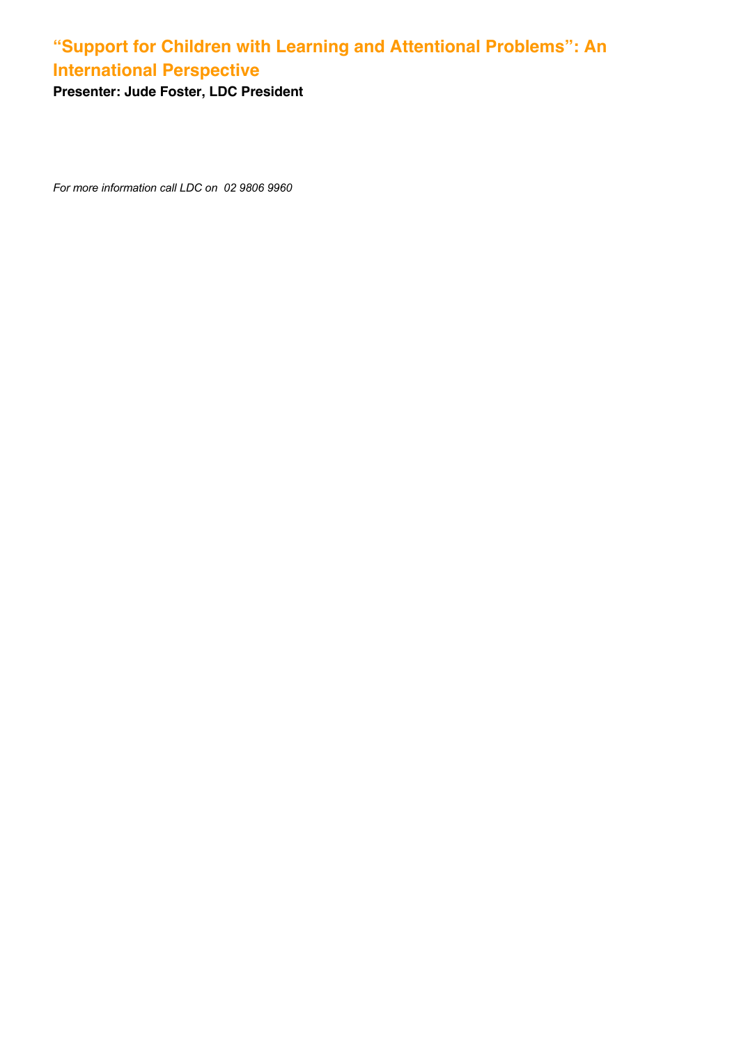## “Support for Children with Learning and Attentional Problems”: An International Perspective

**Presenter: Jude Foster, LDC President**

*For more information call LDC on 02 9806 9960*